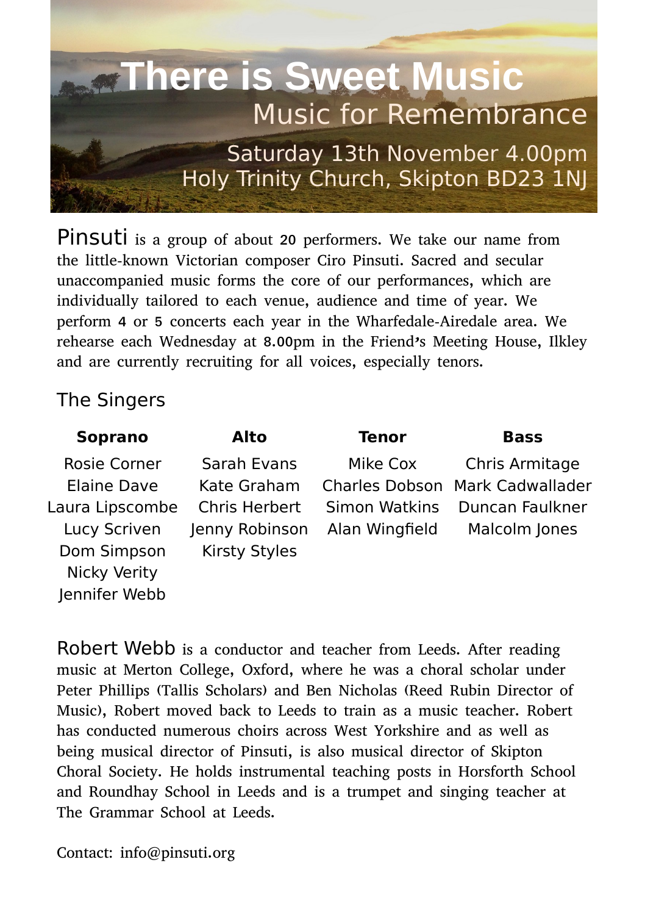# There is Sweet Music

## Music for Remembrance

Saturday 13th November 4.00pm
Holy Trinity Church, Skipton BD23 1NJ

**Pinsuti** is a group of about 20 performers. We take our name from the little-known Victorian composer Ciro Pinsuti. Sacred and secular unaccompanied music forms the core of our performances, which are individually tailored to each venue, audience and time of year. We perform 4 or 5 concerts each year in the Wharfedale-Airedale area. We rehearse each Wednesday at 8.00pm in the Friend's Meeting House, Ilkley and are currently recruiting for all voices, especially tenors.

## The Singers

| Soprano | Alto | Tenor | Bass |
|---|---|---|---|
| Rosie Corner | Sarah Evans | Mike Cox | Chris Armitage |
| Elaine Dave | Kate Graham | Charles Dobson | Mark Cadwallader |
| Laura Lipscombe | Chris Herbert | Simon Watkins | Duncan Faulkner |
| Lucy Scriven | Jenny Robinson | Alan Wingfield | Malcolm Jones |
| Dom Simpson | Kirsty Styles | | |
| Nicky Verity | | | |
| Jennifer Webb | | | |

**Robert Webb** is a conductor and teacher from Leeds. After reading music at Merton College, Oxford, where he was a choral scholar under Peter Phillips (Tallis Scholars) and Ben Nicholas (Reed Rubin Director of Music), Robert moved back to Leeds to train as a music teacher. Robert has conducted numerous choirs across West Yorkshire and as well as being musical director of Pinsuti, is also musical director of Skipton Choral Society. He holds instrumental teaching posts in Horsforth School and Roundhay School in Leeds and is a trumpet and singing teacher at The Grammar School at Leeds.

Contact: info@pinsuti.org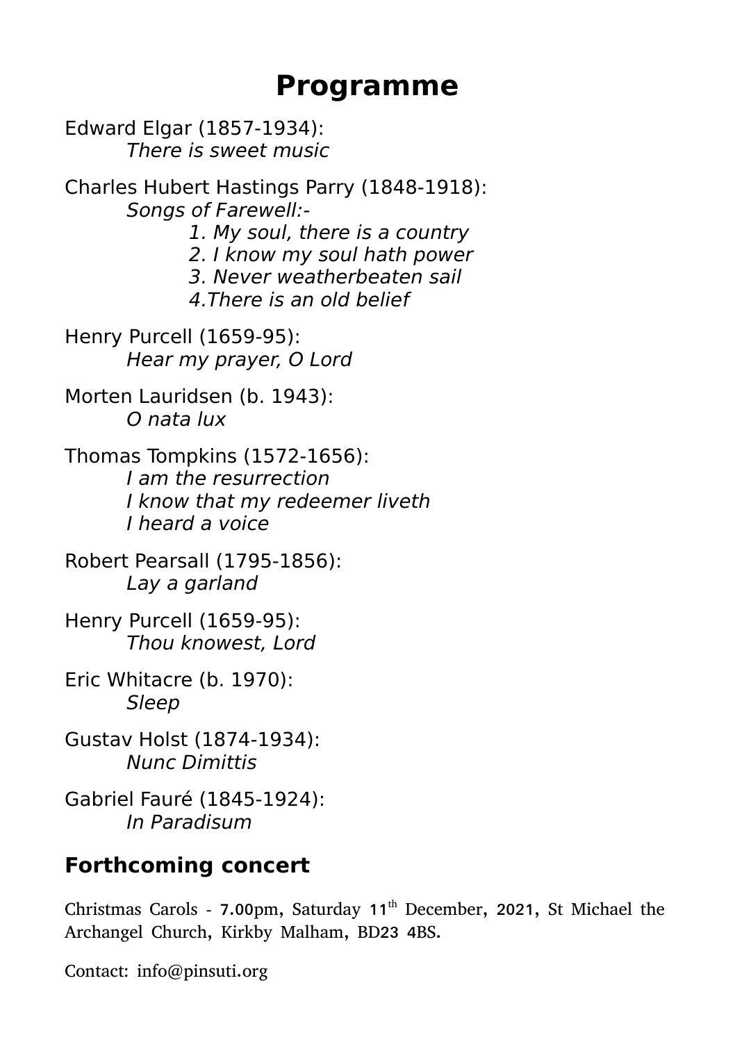# Programme

Edward Elgar (1857-1934):
*There is sweet music*

Charles Hubert Hastings Parry (1848-1918):
*Songs of Farewell:-*
*1. My soul, there is a country*
*2. I know my soul hath power*
*3. Never weatherbeaten sail*
*4.There is an old belief*

Henry Purcell (1659-95):
*Hear my prayer, O Lord*

Morten Lauridsen (b. 1943):
*O nata lux*

Thomas Tompkins (1572-1656):
*I am the resurrection*
*I know that my redeemer liveth*
*I heard a voice*

Robert Pearsall (1795-1856):
*Lay a garland*

Henry Purcell (1659-95):
*Thou knowest, Lord*

Eric Whitacre (b. 1970):
*Sleep*

Gustav Holst (1874-1934):
*Nunc Dimittis*

Gabriel Fauré (1845-1924):
*In Paradisum*

## Forthcoming concert

Christmas Carols - 7.00pm, Saturday 11th December, 2021, St Michael the Archangel Church, Kirkby Malham, BD23 4BS.

Contact: info@pinsuti.org